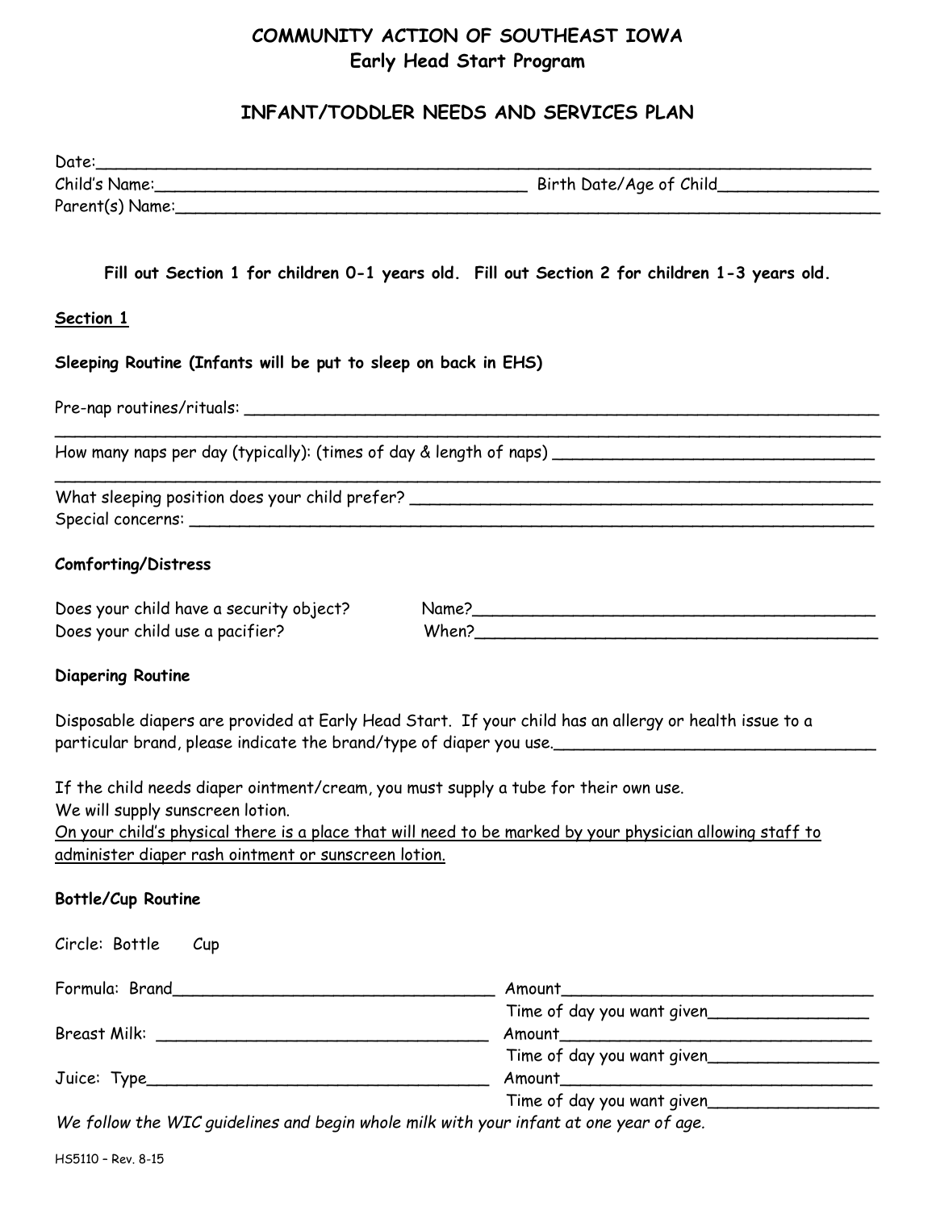# COMMUNITY ACTION OF SOUTHEAST IOWA
## Early Head Start Program

## INFANT/TODDLER NEEDS AND SERVICES PLAN

Date:_______________________________________________________________________________

Child's Name:______________________________________ Birth Date/Age of Child________________

Parent(s) Name:_____________________________________________________________________

**Fill out Section 1 for children 0-1 years old. Fill out Section 2 for children 1-3 years old.**

**Section 1**

**Sleeping Routine (Infants will be put to sleep on back in EHS)**

Pre-nap routines/rituals: _________________________________________________________________

_____________________________________________________________________________________

How many naps per day (typically): (times of day & length of naps) ________________________________

_____________________________________________________________________________________

What sleeping position does your child prefer? ______________________________________________

Special concerns: ______________________________________________________________________

**Comforting/Distress**

Does your child have a security object? Name?________________________________________

Does your child use a pacifier? When?________________________________________

**Diapering Routine**

Disposable diapers are provided at Early Head Start. If your child has an allergy or health issue to a particular brand, please indicate the brand/type of diaper you use._________________________________

If the child needs diaper ointment/cream, you must supply a tube for their own use.

We will supply sunscreen lotion.

On your child's physical there is a place that will need to be marked by your physician allowing staff to administer diaper rash ointment or sunscreen lotion.

**Bottle/Cup Routine**

Circle: Bottle Cup

Formula: Brand________________________________ Amount________________________________

Time of day you want given________________

Breast Milk: _________________________________ Amount________________________________

Time of day you want given________________

Juice: Type___________________________________ Amount________________________________

Time of day you want given________________

*We follow the WIC guidelines and begin whole milk with your infant at one year of age.*

HS5110 – Rev. 8-15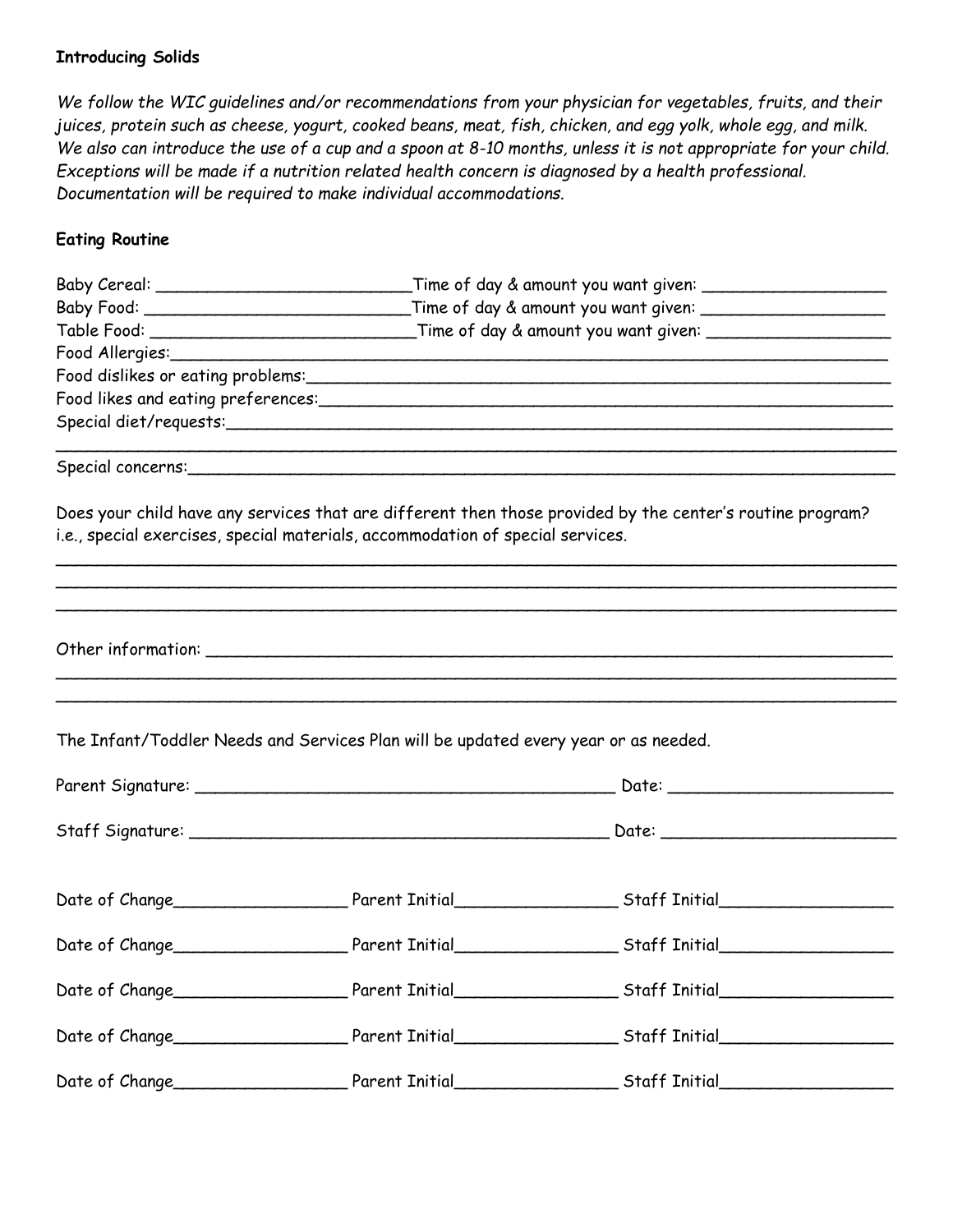**Introducing Solids**

*We follow the WIC guidelines and/or recommendations from your physician for vegetables, fruits, and their juices, protein such as cheese, yogurt, cooked beans, meat, fish, chicken, and egg yolk, whole egg, and milk. We also can introduce the use of a cup and a spoon at 8-10 months, unless it is not appropriate for your child. Exceptions will be made if a nutrition related health concern is diagnosed by a health professional. Documentation will be required to make individual accommodations.*

**Eating Routine**

Baby Cereal: ___________________________Time of day & amount you want given: ___________________

Baby Food: ____________________________Time of day & amount you want given: ___________________

Table Food: ____________________________Time of day & amount you want given: ___________________

Food Allergies:___________________________________________________________________________

Food dislikes or eating problems:_________________________________________________________

Food likes and eating preferences:_________________________________________________________

Special diet/requests:______________________________________________________________________

_______________________________________________________________________________________

Special concerns:__________________________________________________________________________

Does your child have any services that are different then those provided by the center's routine program? i.e., special exercises, special materials, accommodation of special services.

_______________________________________________________________________________________

_______________________________________________________________________________________

_______________________________________________________________________________________

Other information: _________________________________________________________________________

_______________________________________________________________________________________

_______________________________________________________________________________________

The Infant/Toddler Needs and Services Plan will be updated every year or as needed.

Parent Signature: ____________________________________________ Date: ______________________

Staff Signature: _____________________________________________ Date: ______________________

Date of Change__________________ Parent Initial_________________ Staff Initial__________________

Date of Change__________________ Parent Initial_________________ Staff Initial__________________

Date of Change__________________ Parent Initial_________________ Staff Initial__________________

Date of Change__________________ Parent Initial_________________ Staff Initial__________________

Date of Change__________________ Parent Initial_________________ Staff Initial__________________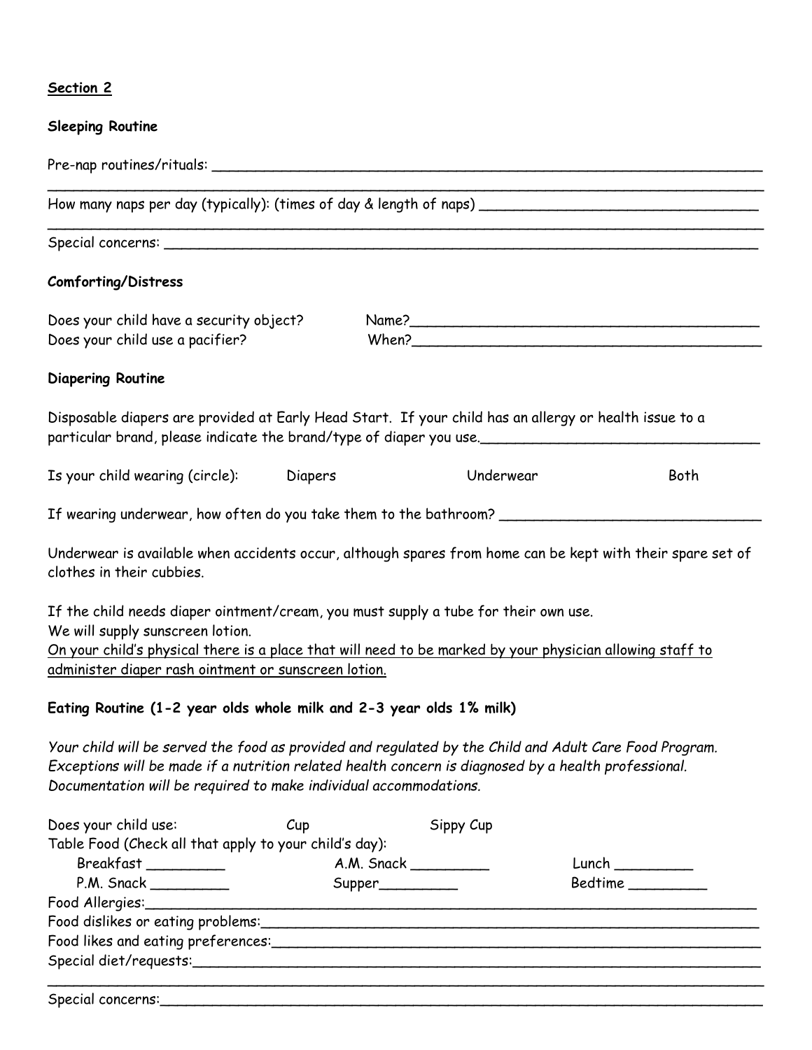**<u>Section 2</u>**

**Sleeping Routine**

Pre-nap routines/rituals: ___________________________________________________________
_____________________________________________________________________________

How many naps per day (typically): (times of day & length of naps) ______________________________
_____________________________________________________________________________

Special concerns: _____________________________________________________________

**Comforting/Distress**

Does your child have a security object? Name?_________________________________________

Does your child use a pacifier? When?_________________________________________

**Diapering Routine**

Disposable diapers are provided at Early Head Start. If your child has an allergy or health issue to a particular brand, please indicate the brand/type of diaper you use.______________________________

Is your child wearing (circle): Diapers Underwear Both

If wearing underwear, how often do you take them to the bathroom? ____________________________

Underwear is available when accidents occur, although spares from home can be kept with their spare set of clothes in their cubbies.

If the child needs diaper ointment/cream, you must supply a tube for their own use.
We will supply sunscreen lotion.
<u>On your child's physical there is a place that will need to be marked by your physician allowing staff to administer diaper rash ointment or sunscreen lotion.</u>

**Eating Routine (1-2 year olds whole milk and 2-3 year olds 1% milk)**

*Your child will be served the food as provided and regulated by the Child and Adult Care Food Program. Exceptions will be made if a nutrition related health concern is diagnosed by a health professional. Documentation will be required to make individual accommodations.*

Does your child use: Cup Sippy Cup

Table Food (Check all that apply to your child's day):

Breakfast _________ A.M. Snack _________ Lunch _________

P.M. Snack _________ Supper_________ Bedtime _________

Food Allergies:_______________________________________________________________

Food dislikes or eating problems:_______________________________________________

Food likes and eating preferences:______________________________________________

Special diet/requests:__________________________________________________________
_____________________________________________________________________________

Special concerns:______________________________________________________________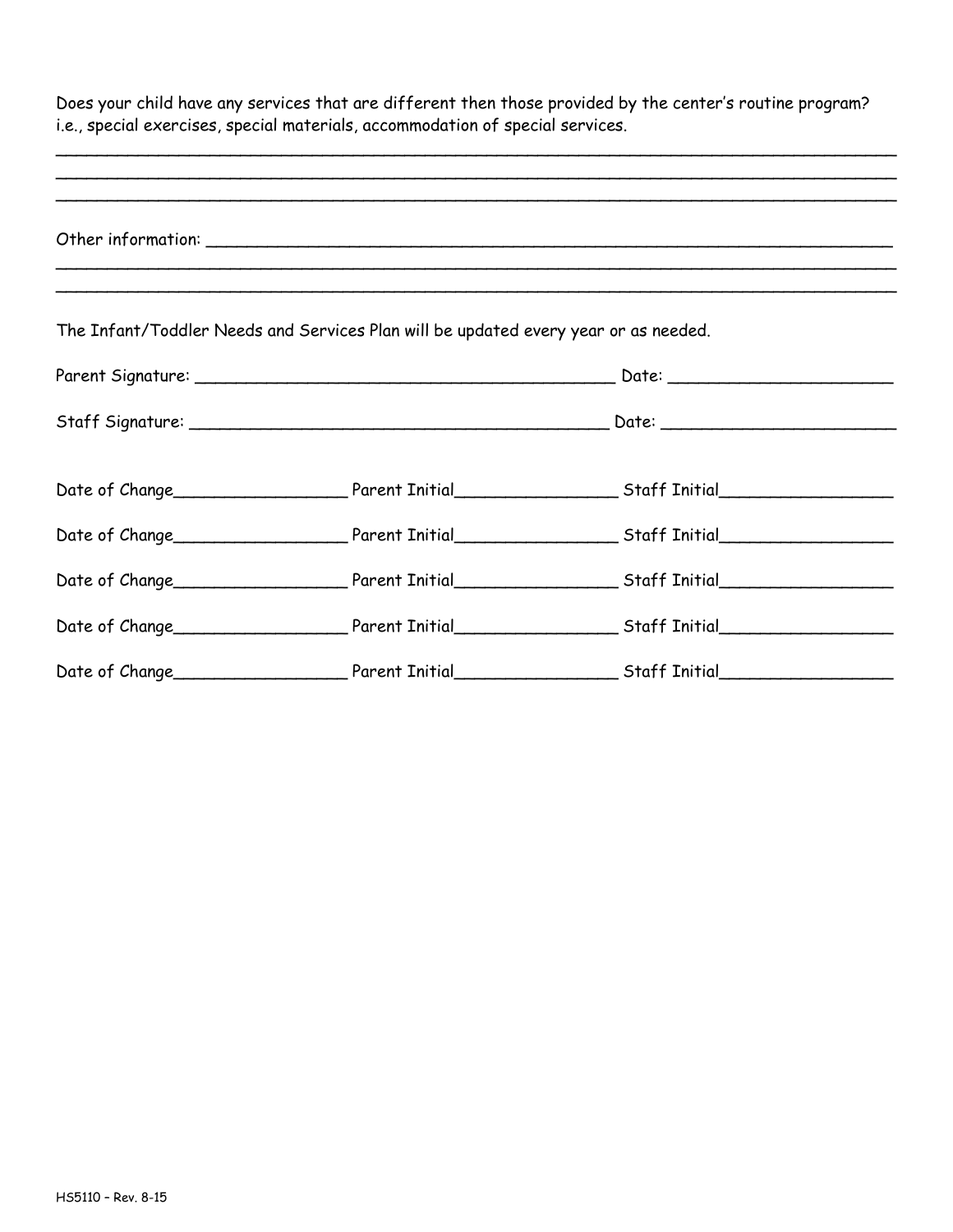Does your child have any services that are different then those provided by the center's routine program? i.e., special exercises, special materials, accommodation of special services.

_______________________________________________________________________________

_______________________________________________________________________________

_______________________________________________________________________________

Other information: _____________________________________________________________

_______________________________________________________________________________

_______________________________________________________________________________

The Infant/Toddler Needs and Services Plan will be updated every year or as needed.

Parent Signature: ________________________________________ Date: ____________________

Staff Signature: ________________________________________ Date: ____________________

Date of Change________________ Parent Initial_______________ Staff Initial________________

Date of Change________________ Parent Initial_______________ Staff Initial________________

Date of Change________________ Parent Initial_______________ Staff Initial________________

Date of Change________________ Parent Initial_______________ Staff Initial________________

Date of Change________________ Parent Initial_______________ Staff Initial________________

HS5110 – Rev. 8-15